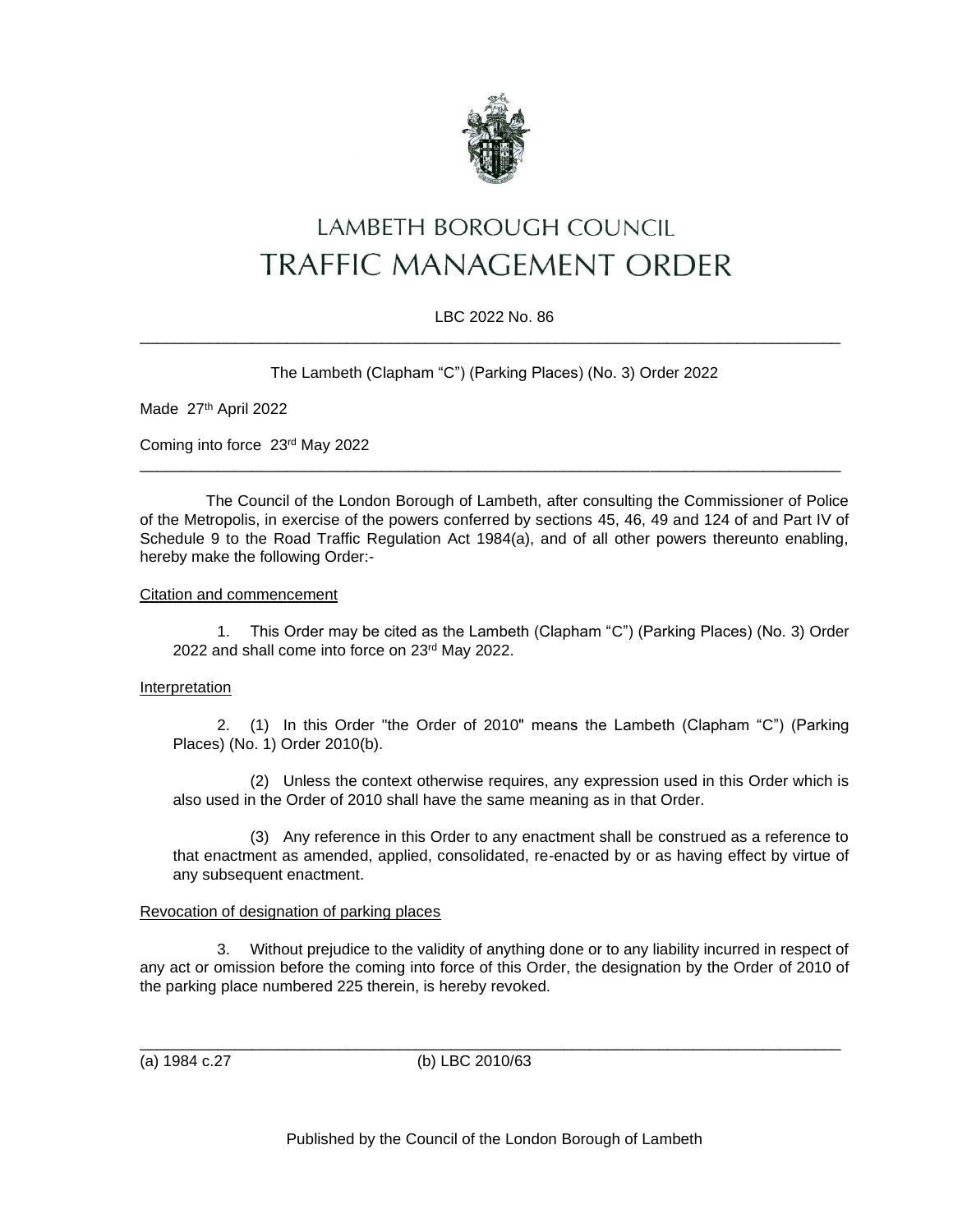# LAMBETH BOROUGH COUNCIL
# TRAFFIC MANAGEMENT ORDER

LBC 2022 No. 86

---

The Lambeth (Clapham "C") (Parking Places) (No. 3) Order 2022

Made 27th April 2022

Coming into force 23rd May 2022

---

The Council of the London Borough of Lambeth, after consulting the Commissioner of Police of the Metropolis, in exercise of the powers conferred by sections 45, 46, 49 and 124 of and Part IV of Schedule 9 to the Road Traffic Regulation Act 1984(a), and of all other powers thereunto enabling, hereby make the following Order:-

Citation and commencement

1. This Order may be cited as the Lambeth (Clapham "C") (Parking Places) (No. 3) Order 2022 and shall come into force on 23rd May 2022.

Interpretation

2. (1) In this Order "the Order of 2010" means the Lambeth (Clapham "C") (Parking Places) (No. 1) Order 2010(b).

(2) Unless the context otherwise requires, any expression used in this Order which is also used in the Order of 2010 shall have the same meaning as in that Order.

(3) Any reference in this Order to any enactment shall be construed as a reference to that enactment as amended, applied, consolidated, re-enacted by or as having effect by virtue of any subsequent enactment.

Revocation of designation of parking places

3. Without prejudice to the validity of anything done or to any liability incurred in respect of any act or omission before the coming into force of this Order, the designation by the Order of 2010 of the parking place numbered 225 therein, is hereby revoked.

---

(a) 1984 c.27 (b) LBC 2010/63

Published by the Council of the London Borough of Lambeth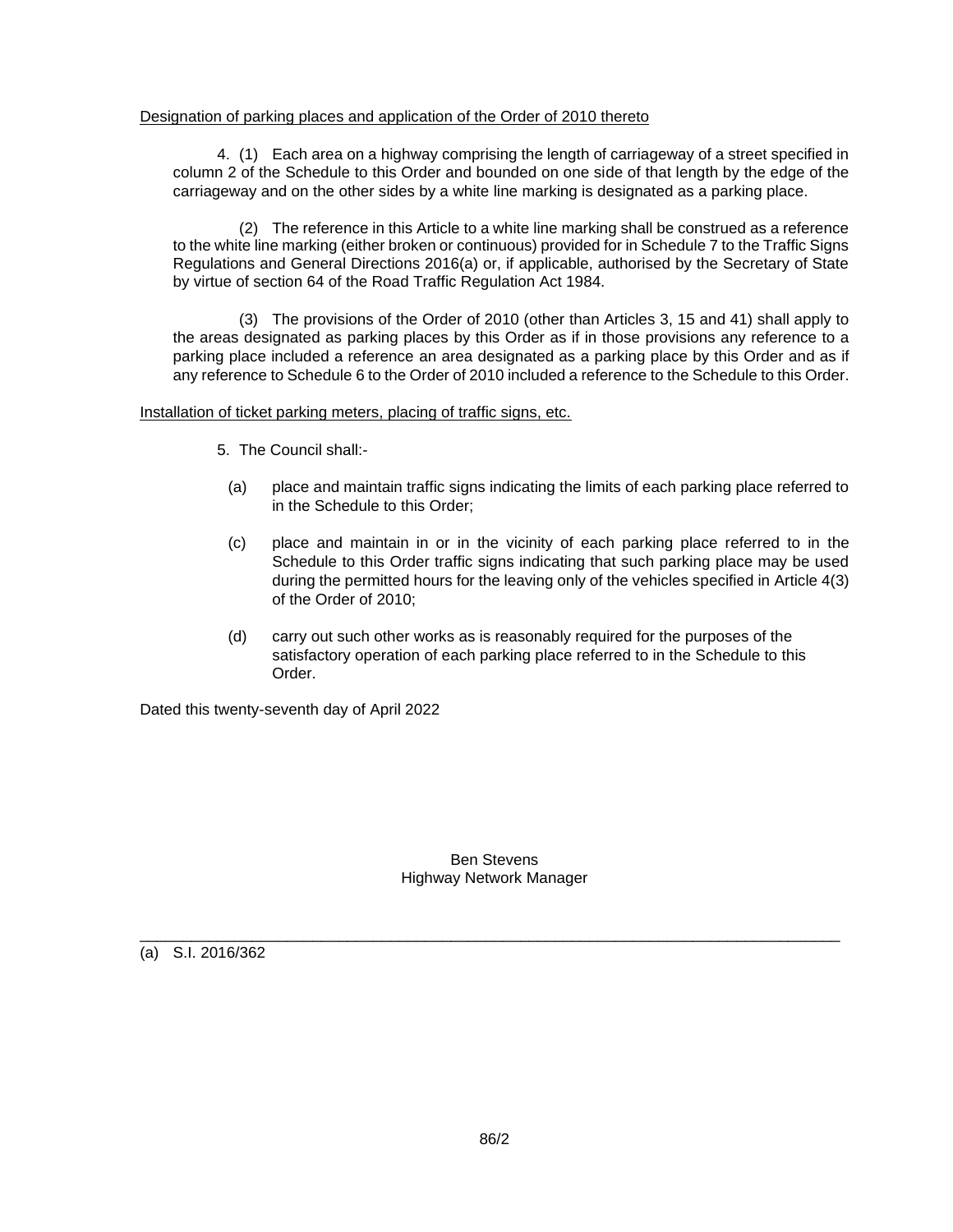Designation of parking places and application of the Order of 2010 thereto

4. (1) Each area on a highway comprising the length of carriageway of a street specified in column 2 of the Schedule to this Order and bounded on one side of that length by the edge of the carriageway and on the other sides by a white line marking is designated as a parking place.

(2) The reference in this Article to a white line marking shall be construed as a reference to the white line marking (either broken or continuous) provided for in Schedule 7 to the Traffic Signs Regulations and General Directions 2016(a) or, if applicable, authorised by the Secretary of State by virtue of section 64 of the Road Traffic Regulation Act 1984.

(3) The provisions of the Order of 2010 (other than Articles 3, 15 and 41) shall apply to the areas designated as parking places by this Order as if in those provisions any reference to a parking place included a reference an area designated as a parking place by this Order and as if any reference to Schedule 6 to the Order of 2010 included a reference to the Schedule to this Order.

Installation of ticket parking meters, placing of traffic signs, etc.

5. The Council shall:-

(a) place and maintain traffic signs indicating the limits of each parking place referred to in the Schedule to this Order;

(c) place and maintain in or in the vicinity of each parking place referred to in the Schedule to this Order traffic signs indicating that such parking place may be used during the permitted hours for the leaving only of the vehicles specified in Article 4(3) of the Order of 2010;

(d) carry out such other works as is reasonably required for the purposes of the satisfactory operation of each parking place referred to in the Schedule to this Order.

Dated this twenty-seventh day of April 2022

Ben Stevens
Highway Network Manager

---

(a) S.I. 2016/362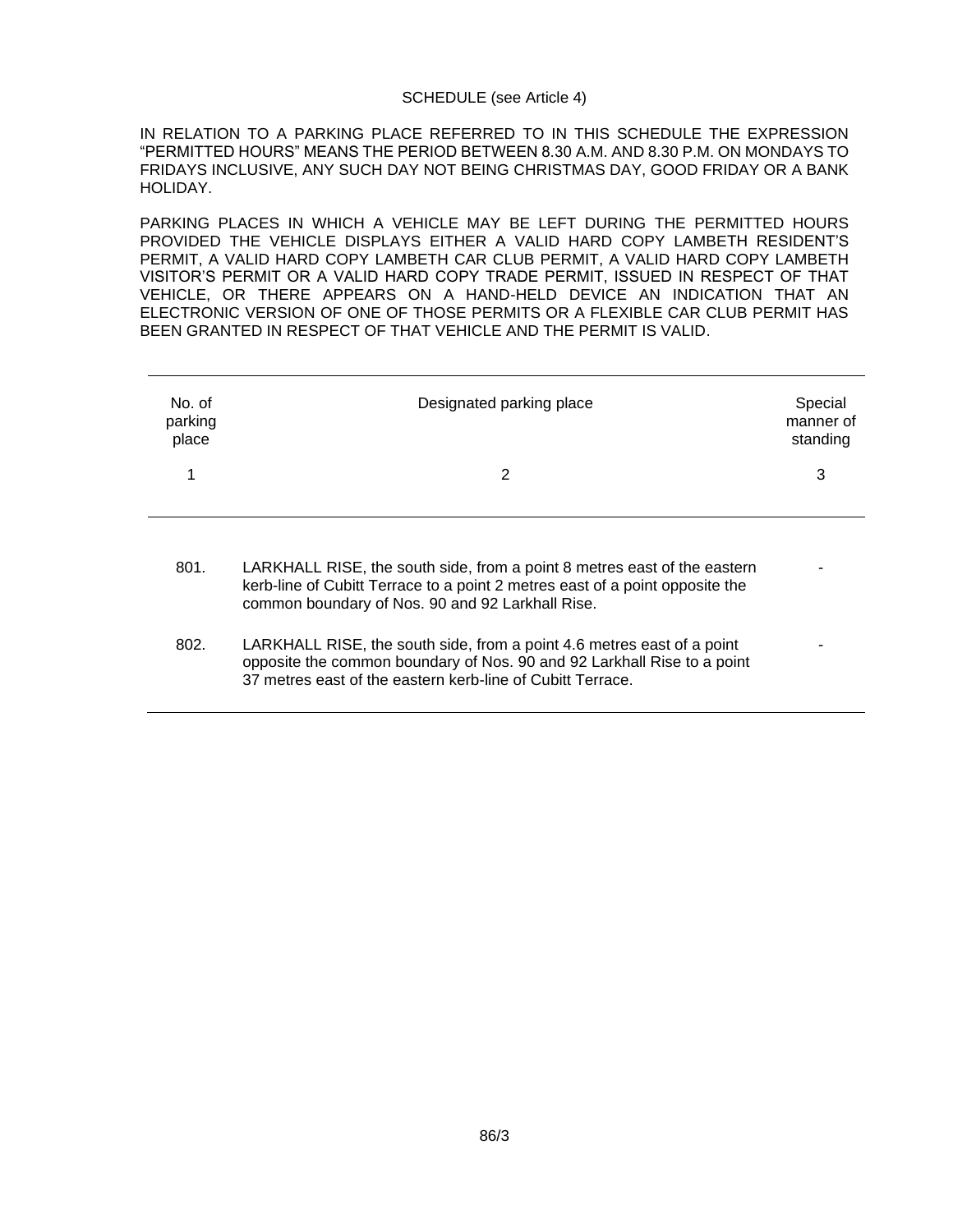SCHEDULE (see Article 4)

IN RELATION TO A PARKING PLACE REFERRED TO IN THIS SCHEDULE THE EXPRESSION "PERMITTED HOURS" MEANS THE PERIOD BETWEEN 8.30 A.M. AND 8.30 P.M. ON MONDAYS TO FRIDAYS INCLUSIVE, ANY SUCH DAY NOT BEING CHRISTMAS DAY, GOOD FRIDAY OR A BANK HOLIDAY.

PARKING PLACES IN WHICH A VEHICLE MAY BE LEFT DURING THE PERMITTED HOURS PROVIDED THE VEHICLE DISPLAYS EITHER A VALID HARD COPY LAMBETH RESIDENT'S PERMIT, A VALID HARD COPY LAMBETH CAR CLUB PERMIT, A VALID HARD COPY LAMBETH VISITOR'S PERMIT OR A VALID HARD COPY TRADE PERMIT, ISSUED IN RESPECT OF THAT VEHICLE, OR THERE APPEARS ON A HAND-HELD DEVICE AN INDICATION THAT AN ELECTRONIC VERSION OF ONE OF THOSE PERMITS OR A FLEXIBLE CAR CLUB PERMIT HAS BEEN GRANTED IN RESPECT OF THAT VEHICLE AND THE PERMIT IS VALID.

| No. of parking place | Designated parking place | Special manner of standing |
|---|---|---|
| 1 | 2 | 3 |
| 801. | LARKHALL RISE, the south side, from a point 8 metres east of the eastern kerb-line of Cubitt Terrace to a point 2 metres east of a point opposite the common boundary of Nos. 90 and 92 Larkhall Rise. | - |
| 802. | LARKHALL RISE, the south side, from a point 4.6 metres east of a point opposite the common boundary of Nos. 90 and 92 Larkhall Rise to a point 37 metres east of the eastern kerb-line of Cubitt Terrace. | - |